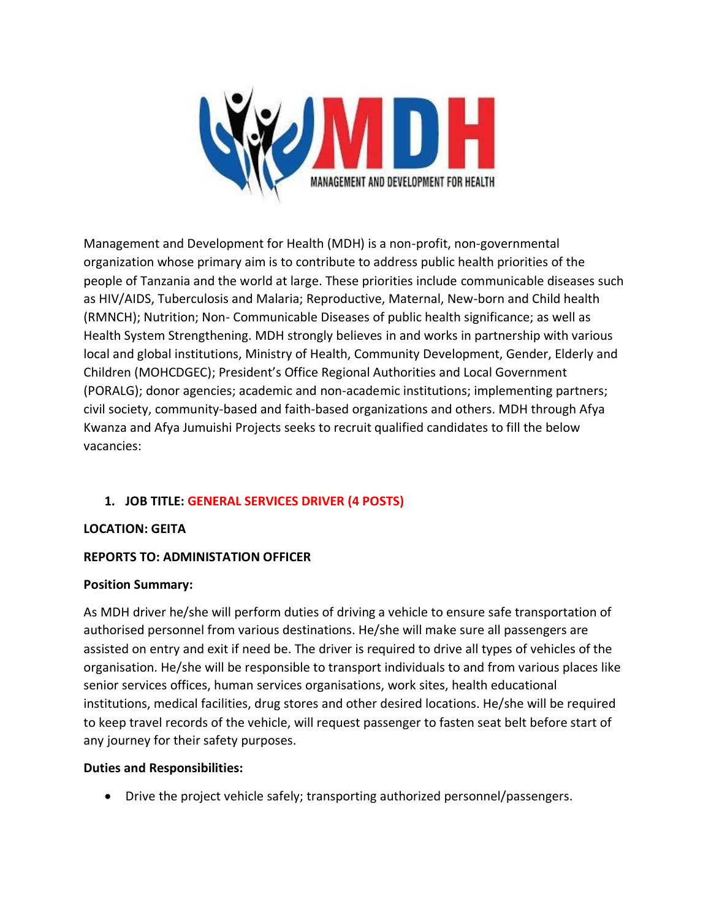MANAGEMENT AND DEVELOPMENT FOR HEALTH

Management and Development for Health (MDH) is a non-profit, non-governmental organization whose primary aim is to contribute to address public health priorities of the people of Tanzania and the world at large. These priorities include communicable diseases such as HIV/AIDS, Tuberculosis and Malaria; Reproductive, Maternal, New-born and Child health (RMNCH); Nutrition; Non- Communicable Diseases of public health significance; as well as Health System Strengthening. MDH strongly believes in and works in partnership with various local and global institutions, Ministry of Health, Community Development, Gender, Elderly and Children (MOHCDGEC); President's Office Regional Authorities and Local Government (PORALG); donor agencies; academic and non-academic institutions; implementing partners; civil society, community-based and faith-based organizations and others. MDH through Afya Kwanza and Afya Jumuishi Projects seeks to recruit qualified candidates to fill the below vacancies:

1. **JOB TITLE: GENERAL SERVICES DRIVER (4 POSTS)**

**LOCATION: GEITA**

**REPORTS TO: ADMINISTATION OFFICER**

**Position Summary:**

As MDH driver he/she will perform duties of driving a vehicle to ensure safe transportation of authorised personnel from various destinations. He/she will make sure all passengers are assisted on entry and exit if need be. The driver is required to drive all types of vehicles of the organisation. He/she will be responsible to transport individuals to and from various places like senior services offices, human services organisations, work sites, health educational institutions, medical facilities, drug stores and other desired locations. He/she will be required to keep travel records of the vehicle, will request passenger to fasten seat belt before start of any journey for their safety purposes.

**Duties and Responsibilities:**

- Drive the project vehicle safely; transporting authorized personnel/passengers.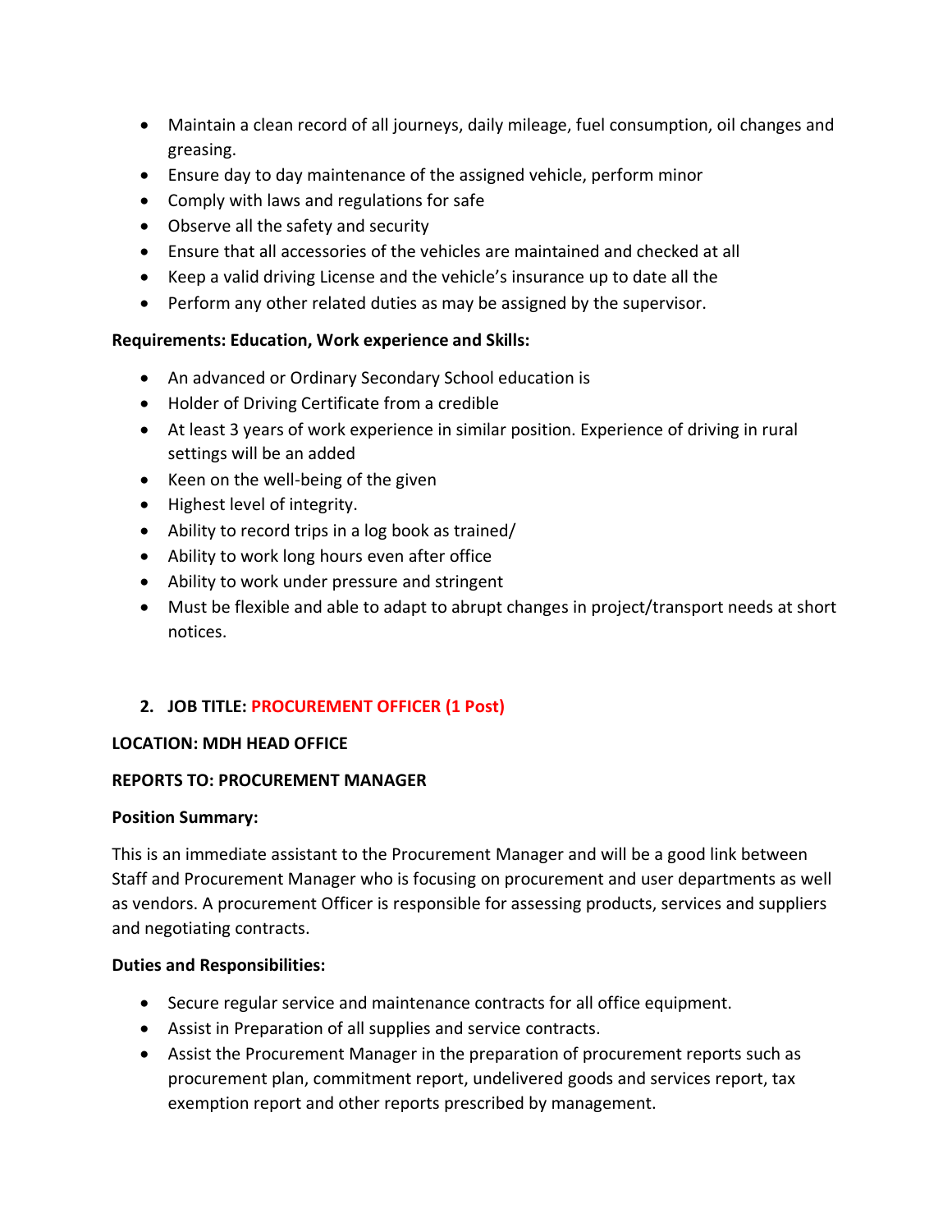- Maintain a clean record of all journeys, daily mileage, fuel consumption, oil changes and greasing.
- Ensure day to day maintenance of the assigned vehicle, perform minor
- Comply with laws and regulations for safe
- Observe all the safety and security
- Ensure that all accessories of the vehicles are maintained and checked at all
- Keep a valid driving License and the vehicle's insurance up to date all the
- Perform any other related duties as may be assigned by the supervisor.

**Requirements: Education, Work experience and Skills:**

- An advanced or Ordinary Secondary School education is
- Holder of Driving Certificate from a credible
- At least 3 years of work experience in similar position. Experience of driving in rural settings will be an added
- Keen on the well-being of the given
- Highest level of integrity.
- Ability to record trips in a log book as trained/
- Ability to work long hours even after office
- Ability to work under pressure and stringent
- Must be flexible and able to adapt to abrupt changes in project/transport needs at short notices.

## 2. JOB TITLE: PROCUREMENT OFFICER (1 Post)

**LOCATION: MDH HEAD OFFICE**

**REPORTS TO: PROCUREMENT MANAGER**

**Position Summary:**

This is an immediate assistant to the Procurement Manager and will be a good link between Staff and Procurement Manager who is focusing on procurement and user departments as well as vendors. A procurement Officer is responsible for assessing products, services and suppliers and negotiating contracts.

**Duties and Responsibilities:**

- Secure regular service and maintenance contracts for all office equipment.
- Assist in Preparation of all supplies and service contracts.
- Assist the Procurement Manager in the preparation of procurement reports such as procurement plan, commitment report, undelivered goods and services report, tax exemption report and other reports prescribed by management.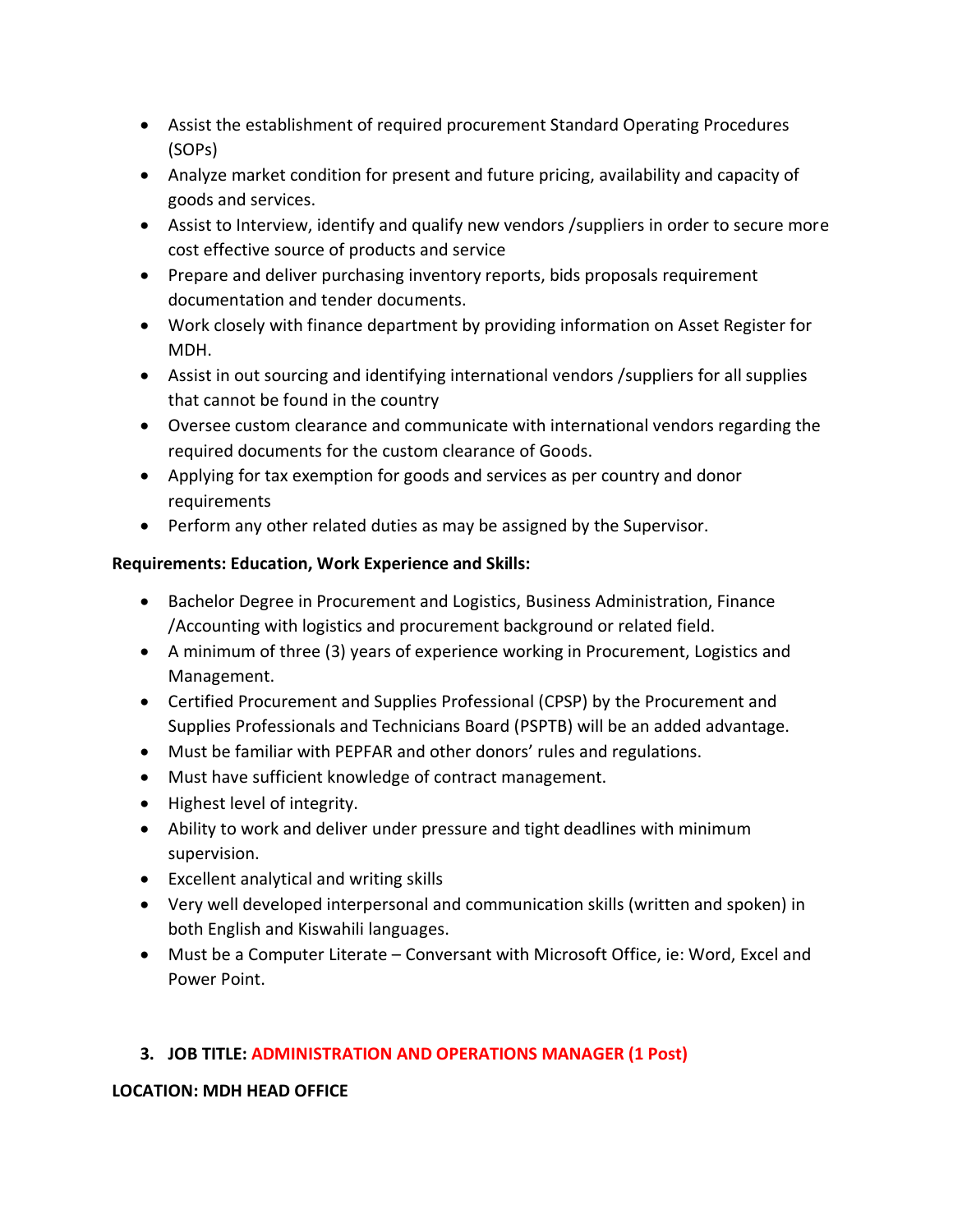- Assist the establishment of required procurement Standard Operating Procedures (SOPs)
- Analyze market condition for present and future pricing, availability and capacity of goods and services.
- Assist to Interview, identify and qualify new vendors /suppliers in order to secure more cost effective source of products and service
- Prepare and deliver purchasing inventory reports, bids proposals requirement documentation and tender documents.
- Work closely with finance department by providing information on Asset Register for MDH.
- Assist in out sourcing and identifying international vendors /suppliers for all supplies that cannot be found in the country
- Oversee custom clearance and communicate with international vendors regarding the required documents for the custom clearance of Goods.
- Applying for tax exemption for goods and services as per country and donor requirements
- Perform any other related duties as may be assigned by the Supervisor.

**Requirements: Education, Work Experience and Skills:**

- Bachelor Degree in Procurement and Logistics, Business Administration, Finance /Accounting with logistics and procurement background or related field.
- A minimum of three (3) years of experience working in Procurement, Logistics and Management.
- Certified Procurement and Supplies Professional (CPSP) by the Procurement and Supplies Professionals and Technicians Board (PSPTB) will be an added advantage.
- Must be familiar with PEPFAR and other donors' rules and regulations.
- Must have sufficient knowledge of contract management.
- Highest level of integrity.
- Ability to work and deliver under pressure and tight deadlines with minimum supervision.
- Excellent analytical and writing skills
- Very well developed interpersonal and communication skills (written and spoken) in both English and Kiswahili languages.
- Must be a Computer Literate – Conversant with Microsoft Office, ie: Word, Excel and Power Point.

3. **JOB TITLE: ADMINISTRATION AND OPERATIONS MANAGER (1 Post)**

**LOCATION: MDH HEAD OFFICE**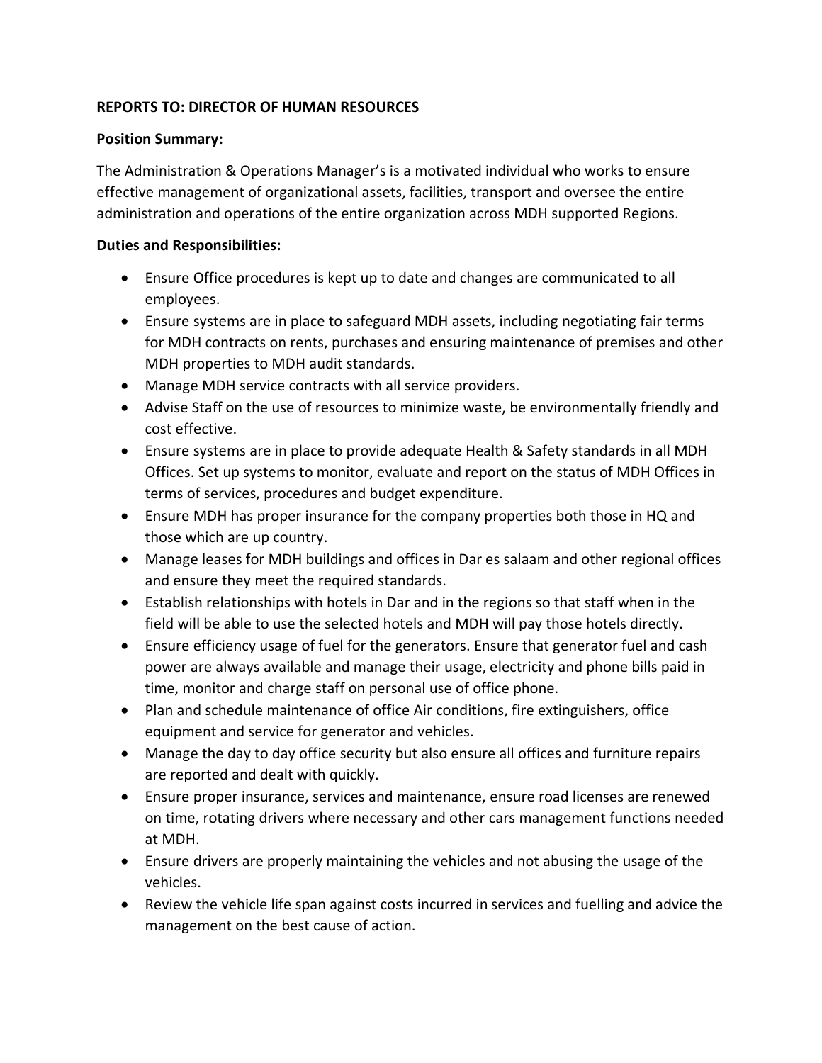**REPORTS TO: DIRECTOR OF HUMAN RESOURCES**

**Position Summary:**

The Administration & Operations Manager's is a motivated individual who works to ensure effective management of organizational assets, facilities, transport and oversee the entire administration and operations of the entire organization across MDH supported Regions.

**Duties and Responsibilities:**

- Ensure Office procedures is kept up to date and changes are communicated to all employees.
- Ensure systems are in place to safeguard MDH assets, including negotiating fair terms for MDH contracts on rents, purchases and ensuring maintenance of premises and other MDH properties to MDH audit standards.
- Manage MDH service contracts with all service providers.
- Advise Staff on the use of resources to minimize waste, be environmentally friendly and cost effective.
- Ensure systems are in place to provide adequate Health & Safety standards in all MDH Offices. Set up systems to monitor, evaluate and report on the status of MDH Offices in terms of services, procedures and budget expenditure.
- Ensure MDH has proper insurance for the company properties both those in HQ and those which are up country.
- Manage leases for MDH buildings and offices in Dar es salaam and other regional offices and ensure they meet the required standards.
- Establish relationships with hotels in Dar and in the regions so that staff when in the field will be able to use the selected hotels and MDH will pay those hotels directly.
- Ensure efficiency usage of fuel for the generators. Ensure that generator fuel and cash power are always available and manage their usage, electricity and phone bills paid in time, monitor and charge staff on personal use of office phone.
- Plan and schedule maintenance of office Air conditions, fire extinguishers, office equipment and service for generator and vehicles.
- Manage the day to day office security but also ensure all offices and furniture repairs are reported and dealt with quickly.
- Ensure proper insurance, services and maintenance, ensure road licenses are renewed on time, rotating drivers where necessary and other cars management functions needed at MDH.
- Ensure drivers are properly maintaining the vehicles and not abusing the usage of the vehicles.
- Review the vehicle life span against costs incurred in services and fuelling and advice the management on the best cause of action.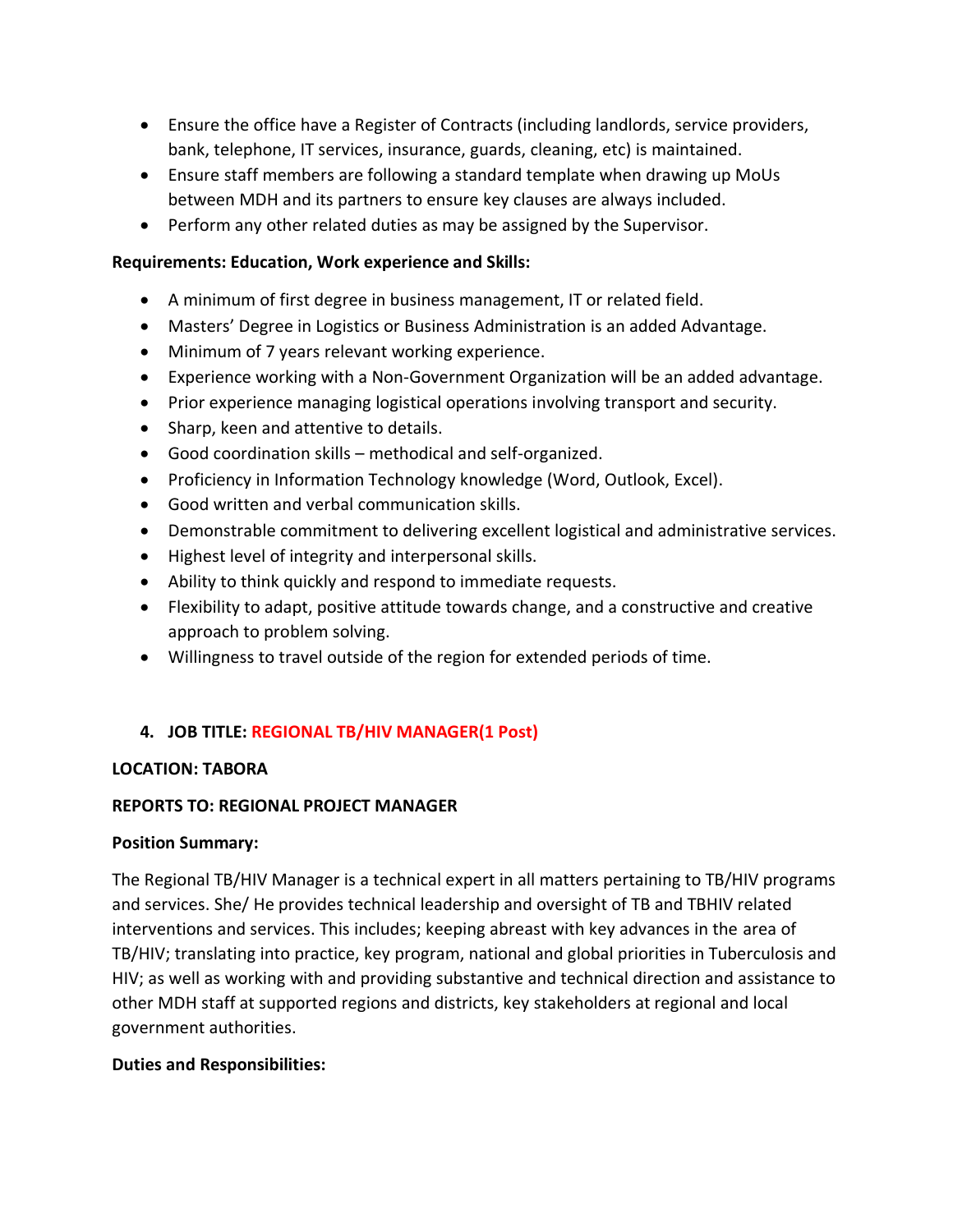- Ensure the office have a Register of Contracts (including landlords, service providers, bank, telephone, IT services, insurance, guards, cleaning, etc) is maintained.
- Ensure staff members are following a standard template when drawing up MoUs between MDH and its partners to ensure key clauses are always included.
- Perform any other related duties as may be assigned by the Supervisor.

**Requirements: Education, Work experience and Skills:**

- A minimum of first degree in business management, IT or related field.
- Masters' Degree in Logistics or Business Administration is an added Advantage.
- Minimum of 7 years relevant working experience.
- Experience working with a Non-Government Organization will be an added advantage.
- Prior experience managing logistical operations involving transport and security.
- Sharp, keen and attentive to details.
- Good coordination skills – methodical and self-organized.
- Proficiency in Information Technology knowledge (Word, Outlook, Excel).
- Good written and verbal communication skills.
- Demonstrable commitment to delivering excellent logistical and administrative services.
- Highest level of integrity and interpersonal skills.
- Ability to think quickly and respond to immediate requests.
- Flexibility to adapt, positive attitude towards change, and a constructive and creative approach to problem solving.
- Willingness to travel outside of the region for extended periods of time.

### 4. JOB TITLE: REGIONAL TB/HIV MANAGER(1 Post)

**LOCATION: TABORA**

**REPORTS TO: REGIONAL PROJECT MANAGER**

**Position Summary:**

The Regional TB/HIV Manager is a technical expert in all matters pertaining to TB/HIV programs and services. She/ He provides technical leadership and oversight of TB and TBHIV related interventions and services. This includes; keeping abreast with key advances in the area of TB/HIV; translating into practice, key program, national and global priorities in Tuberculosis and HIV; as well as working with and providing substantive and technical direction and assistance to other MDH staff at supported regions and districts, key stakeholders at regional and local government authorities.

**Duties and Responsibilities:**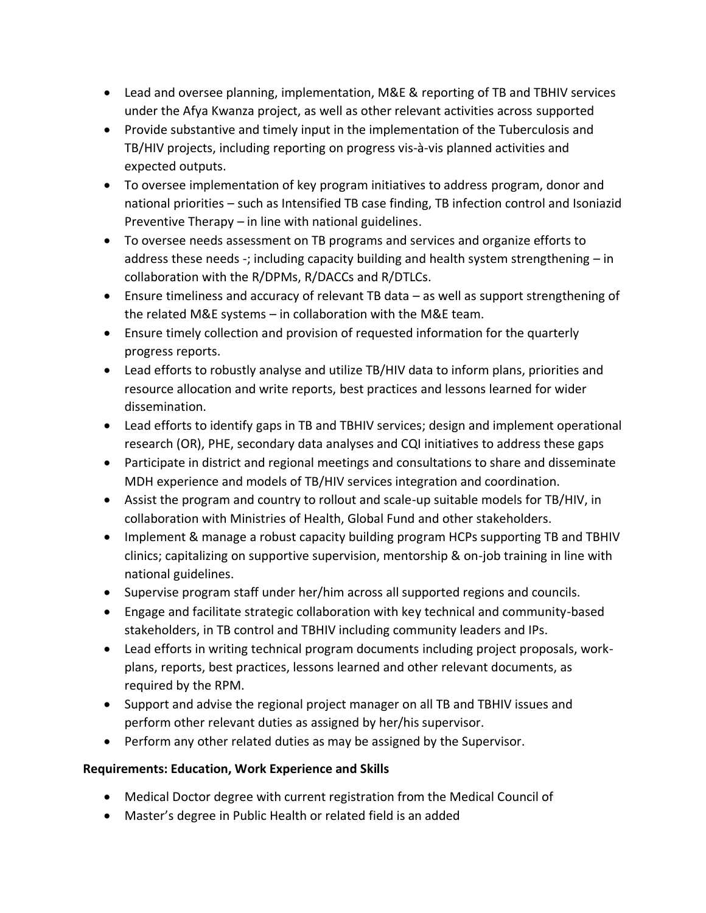- Lead and oversee planning, implementation, M&E & reporting of TB and TBHIV services under the Afya Kwanza project, as well as other relevant activities across supported
- Provide substantive and timely input in the implementation of the Tuberculosis and TB/HIV projects, including reporting on progress vis-à-vis planned activities and expected outputs.
- To oversee implementation of key program initiatives to address program, donor and national priorities – such as Intensified TB case finding, TB infection control and Isoniazid Preventive Therapy – in line with national guidelines.
- To oversee needs assessment on TB programs and services and organize efforts to address these needs -; including capacity building and health system strengthening – in collaboration with the R/DPMs, R/DACCs and R/DTLCs.
- Ensure timeliness and accuracy of relevant TB data – as well as support strengthening of the related M&E systems – in collaboration with the M&E team.
- Ensure timely collection and provision of requested information for the quarterly progress reports.
- Lead efforts to robustly analyse and utilize TB/HIV data to inform plans, priorities and resource allocation and write reports, best practices and lessons learned for wider dissemination.
- Lead efforts to identify gaps in TB and TBHIV services; design and implement operational research (OR), PHE, secondary data analyses and CQI initiatives to address these gaps
- Participate in district and regional meetings and consultations to share and disseminate MDH experience and models of TB/HIV services integration and coordination.
- Assist the program and country to rollout and scale-up suitable models for TB/HIV, in collaboration with Ministries of Health, Global Fund and other stakeholders.
- Implement & manage a robust capacity building program HCPs supporting TB and TBHIV clinics; capitalizing on supportive supervision, mentorship & on-job training in line with national guidelines.
- Supervise program staff under her/him across all supported regions and councils.
- Engage and facilitate strategic collaboration with key technical and community-based stakeholders, in TB control and TBHIV including community leaders and IPs.
- Lead efforts in writing technical program documents including project proposals, work-plans, reports, best practices, lessons learned and other relevant documents, as required by the RPM.
- Support and advise the regional project manager on all TB and TBHIV issues and perform other relevant duties as assigned by her/his supervisor.
- Perform any other related duties as may be assigned by the Supervisor.

**Requirements: Education, Work Experience and Skills**

- Medical Doctor degree with current registration from the Medical Council of
- Master's degree in Public Health or related field is an added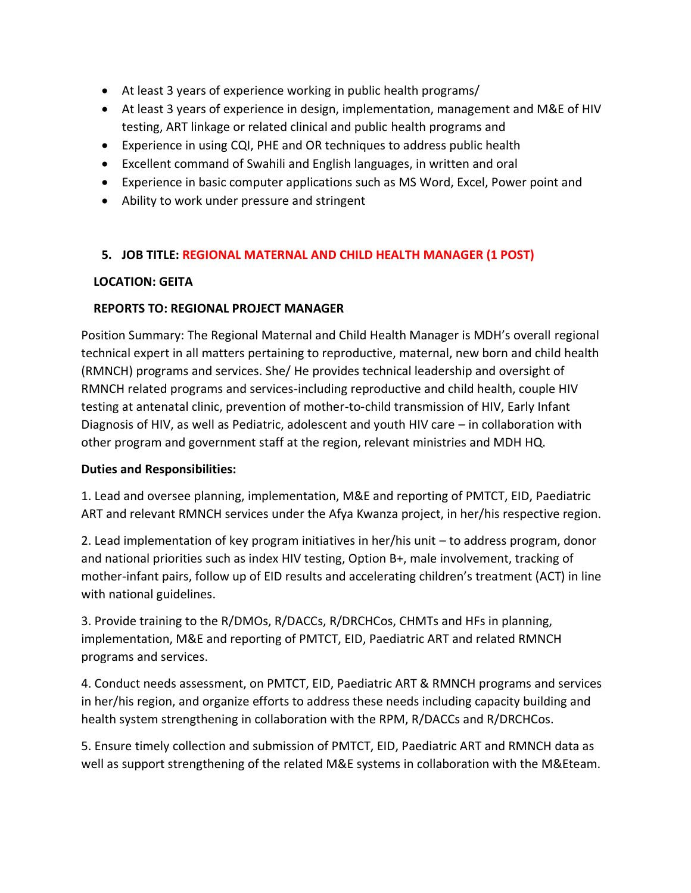- At least 3 years of experience working in public health programs/
- At least 3 years of experience in design, implementation, management and M&E of HIV testing, ART linkage or related clinical and public health programs and
- Experience in using CQI, PHE and OR techniques to address public health
- Excellent command of Swahili and English languages, in written and oral
- Experience in basic computer applications such as MS Word, Excel, Power point and
- Ability to work under pressure and stringent

## 5. JOB TITLE: REGIONAL MATERNAL AND CHILD HEALTH MANAGER (1 POST)

**LOCATION: GEITA**

**REPORTS TO: REGIONAL PROJECT MANAGER**

Position Summary: The Regional Maternal and Child Health Manager is MDH's overall regional technical expert in all matters pertaining to reproductive, maternal, new born and child health (RMNCH) programs and services. She/ He provides technical leadership and oversight of RMNCH related programs and services-including reproductive and child health, couple HIV testing at antenatal clinic, prevention of mother-to-child transmission of HIV, Early Infant Diagnosis of HIV, as well as Pediatric, adolescent and youth HIV care – in collaboration with other program and government staff at the region, relevant ministries and MDH HQ.

**Duties and Responsibilities:**

1. Lead and oversee planning, implementation, M&E and reporting of PMTCT, EID, Paediatric ART and relevant RMNCH services under the Afya Kwanza project, in her/his respective region.

2. Lead implementation of key program initiatives in her/his unit – to address program, donor and national priorities such as index HIV testing, Option B+, male involvement, tracking of mother-infant pairs, follow up of EID results and accelerating children's treatment (ACT) in line with national guidelines.

3. Provide training to the R/DMOs, R/DACCs, R/DRCHCos, CHMTs and HFs in planning, implementation, M&E and reporting of PMTCT, EID, Paediatric ART and related RMNCH programs and services.

4. Conduct needs assessment, on PMTCT, EID, Paediatric ART & RMNCH programs and services in her/his region, and organize efforts to address these needs including capacity building and health system strengthening in collaboration with the RPM, R/DACCs and R/DRCHCos.

5. Ensure timely collection and submission of PMTCT, EID, Paediatric ART and RMNCH data as well as support strengthening of the related M&E systems in collaboration with the M&Eteam.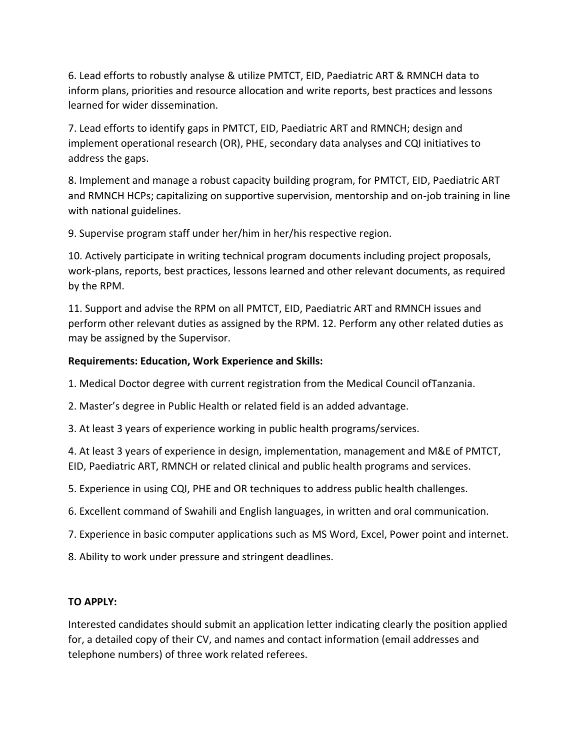6. Lead efforts to robustly analyse & utilize PMTCT, EID, Paediatric ART & RMNCH data to inform plans, priorities and resource allocation and write reports, best practices and lessons learned for wider dissemination.

7. Lead efforts to identify gaps in PMTCT, EID, Paediatric ART and RMNCH; design and implement operational research (OR), PHE, secondary data analyses and CQI initiatives to address the gaps.

8. Implement and manage a robust capacity building program, for PMTCT, EID, Paediatric ART and RMNCH HCPs; capitalizing on supportive supervision, mentorship and on-job training in line with national guidelines.

9. Supervise program staff under her/him in her/his respective region.

10. Actively participate in writing technical program documents including project proposals, work-plans, reports, best practices, lessons learned and other relevant documents, as required by the RPM.

11. Support and advise the RPM on all PMTCT, EID, Paediatric ART and RMNCH issues and perform other relevant duties as assigned by the RPM. 12. Perform any other related duties as may be assigned by the Supervisor.

**Requirements: Education, Work Experience and Skills:**

1. Medical Doctor degree with current registration from the Medical Council ofTanzania.

2. Master's degree in Public Health or related field is an added advantage.

3. At least 3 years of experience working in public health programs/services.

4. At least 3 years of experience in design, implementation, management and M&E of PMTCT, EID, Paediatric ART, RMNCH or related clinical and public health programs and services.

5. Experience in using CQI, PHE and OR techniques to address public health challenges.

6. Excellent command of Swahili and English languages, in written and oral communication.

7. Experience in basic computer applications such as MS Word, Excel, Power point and internet.

8. Ability to work under pressure and stringent deadlines.

**TO APPLY:**

Interested candidates should submit an application letter indicating clearly the position applied for, a detailed copy of their CV, and names and contact information (email addresses and telephone numbers) of three work related referees.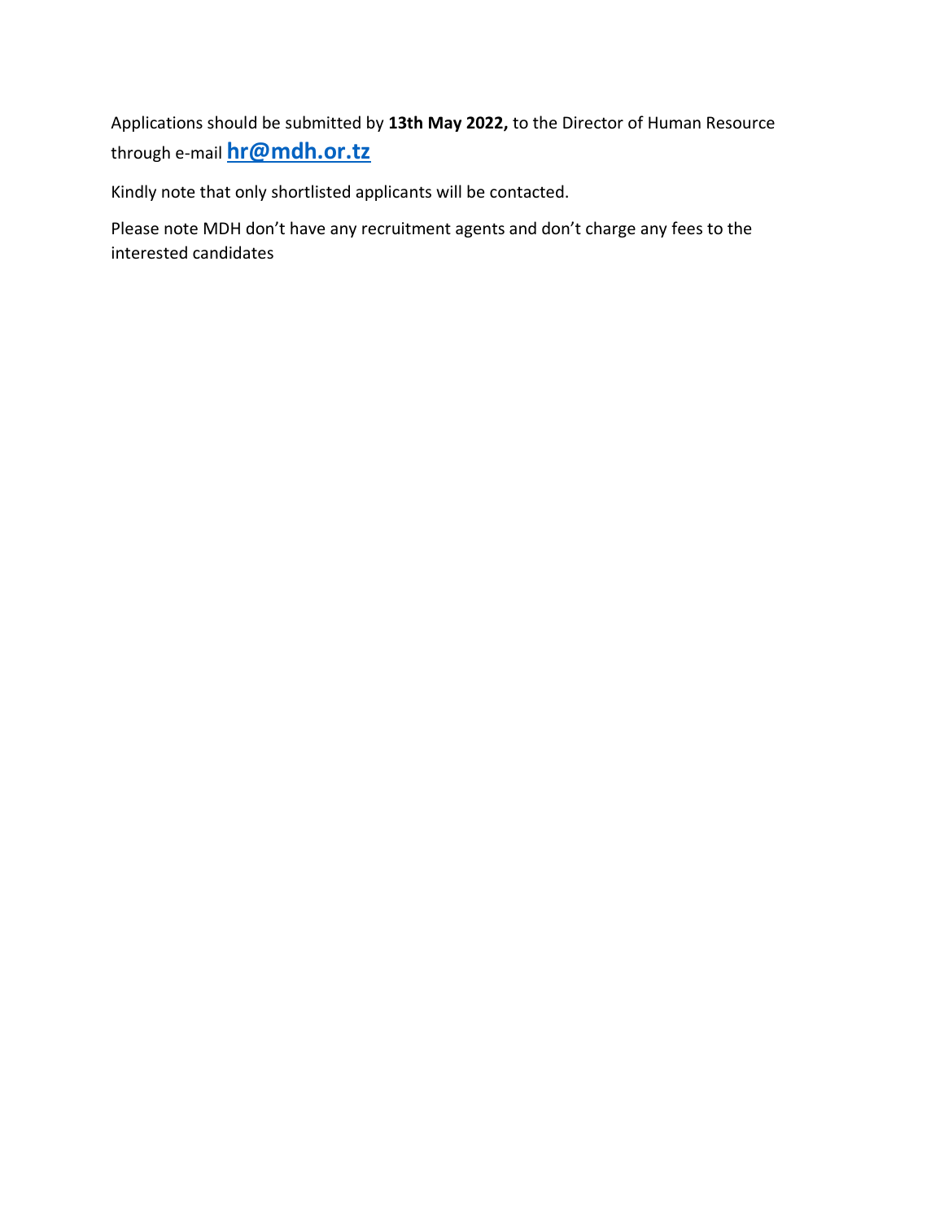Applications should be submitted by **13th May 2022,** to the Director of Human Resource through e-mail **hr@mdh.or.tz**

Kindly note that only shortlisted applicants will be contacted.

Please note MDH don't have any recruitment agents and don't charge any fees to the interested candidates